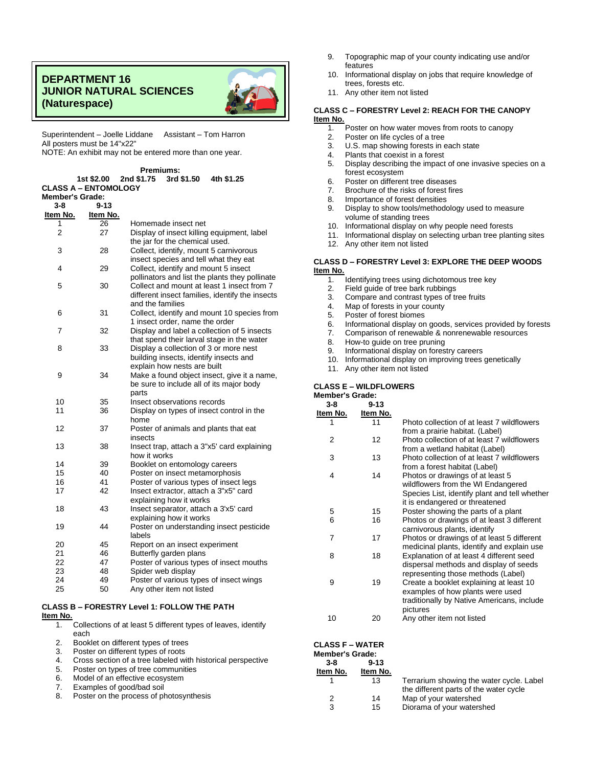# DEPARTMENT 16
# JUNIOR NATURAL SCIENCES
# (Naturespace)

Superintendent – Joelle Liddane     Assistant – Tom Harron
All posters must be 14"x22"
NOTE: An exhibit may not be entered more than one year.

**Premiums:**
**1st $2.00   2nd $1.75   3rd $1.50   4th $1.25**

## CLASS A – ENTOMOLOGY

**Member's Grade:**

| 3-8 Item No. | 9-13 Item No. | |
|---|---|---|
| 1 | 26 | Homemade insect net |
| 2 | 27 | Display of insect killing equipment, label the jar for the chemical used. |
| 3 | 28 | Collect, identify, mount 5 carnivorous insect species and tell what they eat |
| 4 | 29 | Collect, identify and mount 5 insect pollinators and list the plants they pollinate |
| 5 | 30 | Collect and mount at least 1 insect from 7 different insect families, identify the insects and the families |
| 6 | 31 | Collect, identify and mount 10 species from 1 insect order, name the order |
| 7 | 32 | Display and label a collection of 5 insects that spend their larval stage in the water |
| 8 | 33 | Display a collection of 3 or more nest building insects, identify insects and explain how nests are built |
| 9 | 34 | Make a found object insect, give it a name, be sure to include all of its major body parts |
| 10 | 35 | Insect observations records |
| 11 | 36 | Display on types of insect control in the home |
| 12 | 37 | Poster of animals and plants that eat insects |
| 13 | 38 | Insect trap, attach a 3"x5' card explaining how it works |
| 14 | 39 | Booklet on entomology careers |
| 15 | 40 | Poster on insect metamorphosis |
| 16 | 41 | Poster of various types of insect legs |
| 17 | 42 | Insect extractor, attach a 3"x5" card explaining how it works |
| 18 | 43 | Insect separator, attach a 3'x5' card explaining how it works |
| 19 | 44 | Poster on understanding insect pesticide labels |
| 20 | 45 | Report on an insect experiment |
| 21 | 46 | Butterfly garden plans |
| 22 | 47 | Poster of various types of insect mouths |
| 23 | 48 | Spider web display |
| 24 | 49 | Poster of various types of insect wings |
| 25 | 50 | Any other item not listed |

## CLASS B – FORESTRY Level 1: FOLLOW THE PATH

**Item No.**

1. Collections of at least 5 different types of leaves, identify each
2. Booklet on different types of trees
3. Poster on different types of roots
4. Cross section of a tree labeled with historical perspective
5. Poster on types of tree communities
6. Model of an effective ecosystem
7. Examples of good/bad soil
8. Poster on the process of photosynthesis
9. Topographic map of your county indicating use and/or features
10. Informational display on jobs that require knowledge of trees, forests etc.
11. Any other item not listed

## CLASS C – FORESTRY Level 2: REACH FOR THE CANOPY

**Item No.**

1. Poster on how water moves from roots to canopy
2. Poster on life cycles of a tree
3. U.S. map showing forests in each state
4. Plants that coexist in a forest
5. Display describing the impact of one invasive species on a forest ecosystem
6. Poster on different tree diseases
7. Brochure of the risks of forest fires
8. Importance of forest densities
9. Display to show tools/methodology used to measure volume of standing trees
10. Informational display on why people need forests
11. Informational display on selecting urban tree planting sites
12. Any other item not listed

## CLASS D – FORESTRY Level 3: EXPLORE THE DEEP WOODS

**Item No.**

1. Identifying trees using dichotomous tree key
2. Field guide of tree bark rubbings
3. Compare and contrast types of tree fruits
4. Map of forests in your county
5. Poster of forest biomes
6. Informational display on goods, services provided by forests
7. Comparison of renewable & nonrenewable resources
8. How-to guide on tree pruning
9. Informational display on forestry careers
10. Informational display on improving trees genetically
11. Any other item not listed

## CLASS E – WILDFLOWERS

**Member's Grade:**

| 3-8 Item No. | 9-13 Item No. | |
|---|---|---|
| 1 | 11 | Photo collection of at least 7 wildflowers from a prairie habitat. (Label) |
| 2 | 12 | Photo collection of at least 7 wildflowers from a wetland habitat (Label) |
| 3 | 13 | Photo collection of at least 7 wildflowers from a forest habitat (Label) |
| 4 | 14 | Photos or drawings of at least 5 wildflowers from the WI Endangered Species List, identify plant and tell whether it is endangered or threatened |
| 5 | 15 | Poster showing the parts of a plant |
| 6 | 16 | Photos or drawings of at least 3 different carnivorous plants, identify |
| 7 | 17 | Photos or drawings of at least 5 different medicinal plants, identify and explain use |
| 8 | 18 | Explanation of at least 4 different seed dispersal methods and display of seeds representing those methods (Label) |
| 9 | 19 | Create a booklet explaining at least 10 examples of how plants were used traditionally by Native Americans, include pictures |
| 10 | 20 | Any other item not listed |

## CLASS F – WATER

**Member's Grade:**

| 3-8 Item No. | 9-13 Item No. | |
|---|---|---|
| 1 | 13 | Terrarium showing the water cycle. Label the different parts of the water cycle |
| 2 | 14 | Map of your watershed |
| 3 | 15 | Diorama of your watershed |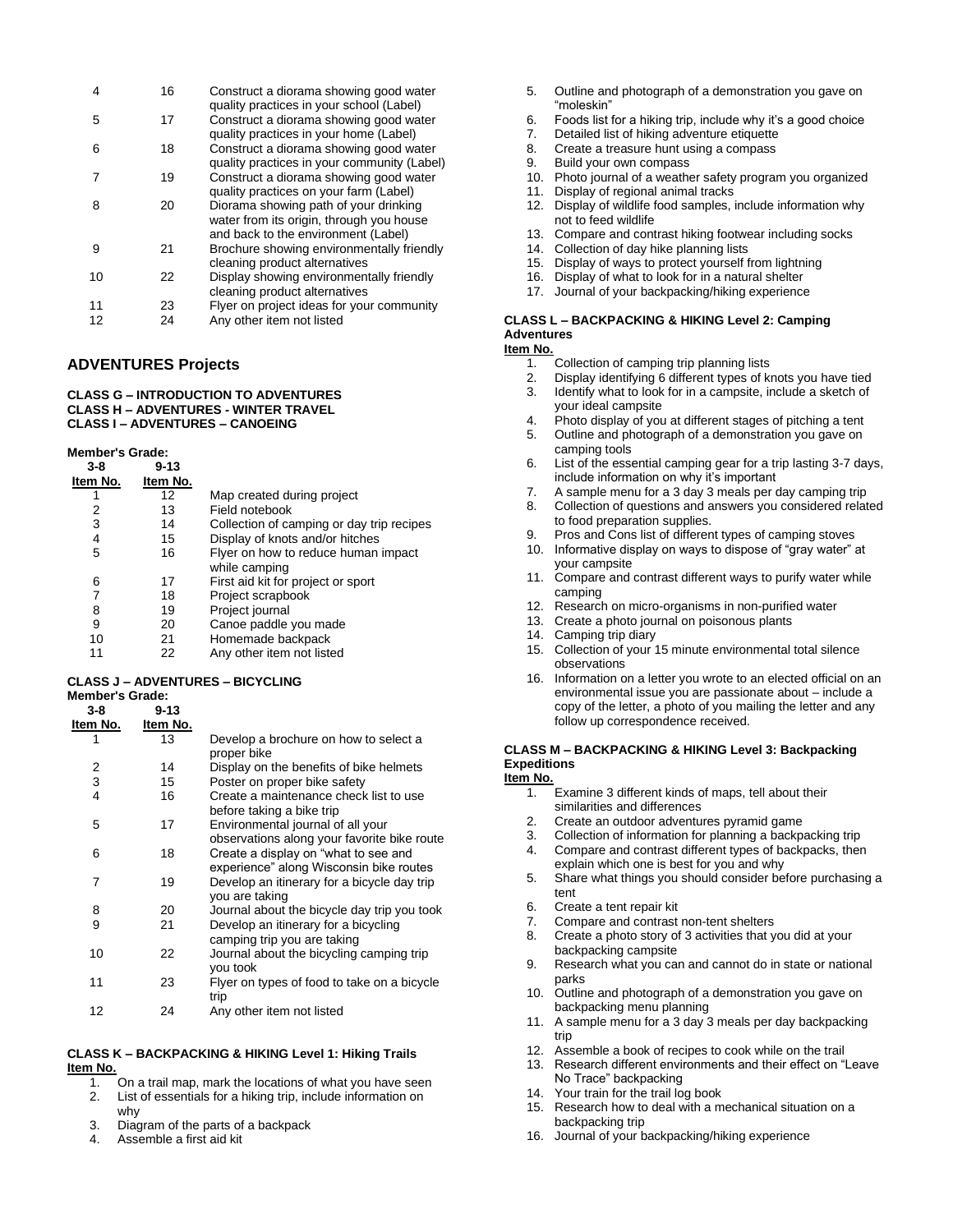| | | |
|---|---|---|
| 4 | 16 | Construct a diorama showing good water quality practices in your school (Label) |
| 5 | 17 | Construct a diorama showing good water quality practices in your home (Label) |
| 6 | 18 | Construct a diorama showing good water quality practices in your community (Label) |
| 7 | 19 | Construct a diorama showing good water quality practices on your farm (Label) |
| 8 | 20 | Diorama showing path of your drinking water from its origin, through you house and back to the environment (Label) |
| 9 | 21 | Brochure showing environmentally friendly cleaning product alternatives |
| 10 | 22 | Display showing environmentally friendly cleaning product alternatives |
| 11 | 23 | Flyer on project ideas for your community |
| 12 | 24 | Any other item not listed |

## ADVENTURES Projects

**CLASS G – INTRODUCTION TO ADVENTURES**
**CLASS H – ADVENTURES - WINTER TRAVEL**
**CLASS I – ADVENTURES – CANOEING**

**Member's Grade:**

| 3-8 Item No. | 9-13 Item No. | |
|---|---|---|
| 1 | 12 | Map created during project |
| 2 | 13 | Field notebook |
| 3 | 14 | Collection of camping or day trip recipes |
| 4 | 15 | Display of knots and/or hitches |
| 5 | 16 | Flyer on how to reduce human impact while camping |
| 6 | 17 | First aid kit for project or sport |
| 7 | 18 | Project scrapbook |
| 8 | 19 | Project journal |
| 9 | 20 | Canoe paddle you made |
| 10 | 21 | Homemade backpack |
| 11 | 22 | Any other item not listed |

**CLASS J – ADVENTURES – BICYCLING**

**Member's Grade:**

| 3-8 Item No. | 9-13 Item No. | |
|---|---|---|
| 1 | 13 | Develop a brochure on how to select a proper bike |
| 2 | 14 | Display on the benefits of bike helmets |
| 3 | 15 | Poster on proper bike safety |
| 4 | 16 | Create a maintenance check list to use before taking a bike trip |
| 5 | 17 | Environmental journal of all your observations along your favorite bike route |
| 6 | 18 | Create a display on "what to see and experience" along Wisconsin bike routes |
| 7 | 19 | Develop an itinerary for a bicycle day trip you are taking |
| 8 | 20 | Journal about the bicycle day trip you took |
| 9 | 21 | Develop an itinerary for a bicycling camping trip you are taking |
| 10 | 22 | Journal about the bicycling camping trip you took |
| 11 | 23 | Flyer on types of food to take on a bicycle trip |
| 12 | 24 | Any other item not listed |

**CLASS K – BACKPACKING & HIKING Level 1: Hiking Trails**

**Item No.**

1. On a trail map, mark the locations of what you have seen
2. List of essentials for a hiking trip, include information on why
3. Diagram of the parts of a backpack
4. Assemble a first aid kit
5. Outline and photograph of a demonstration you gave on "moleskin"
6. Foods list for a hiking trip, include why it's a good choice
7. Detailed list of hiking adventure etiquette
8. Create a treasure hunt using a compass
9. Build your own compass
10. Photo journal of a weather safety program you organized
11. Display of regional animal tracks
12. Display of wildlife food samples, include information why not to feed wildlife
13. Compare and contrast hiking footwear including socks
14. Collection of day hike planning lists
15. Display of ways to protect yourself from lightning
16. Display of what to look for in a natural shelter
17. Journal of your backpacking/hiking experience

**CLASS L – BACKPACKING & HIKING Level 2: Camping Adventures**

**Item No.**

1. Collection of camping trip planning lists
2. Display identifying 6 different types of knots you have tied
3. Identify what to look for in a campsite, include a sketch of your ideal campsite
4. Photo display of you at different stages of pitching a tent
5. Outline and photograph of a demonstration you gave on camping tools
6. List of the essential camping gear for a trip lasting 3-7 days, include information on why it's important
7. A sample menu for a 3 day 3 meals per day camping trip
8. Collection of questions and answers you considered related to food preparation supplies.
9. Pros and Cons list of different types of camping stoves
10. Informative display on ways to dispose of "gray water" at your campsite
11. Compare and contrast different ways to purify water while camping
12. Research on micro-organisms in non-purified water
13. Create a photo journal on poisonous plants
14. Camping trip diary
15. Collection of your 15 minute environmental total silence observations
16. Information on a letter you wrote to an elected official on an environmental issue you are passionate about – include a copy of the letter, a photo of you mailing the letter and any follow up correspondence received.

**CLASS M – BACKPACKING & HIKING Level 3: Backpacking Expeditions**

**Item No.**

1. Examine 3 different kinds of maps, tell about their similarities and differences
2. Create an outdoor adventures pyramid game
3. Collection of information for planning a backpacking trip
4. Compare and contrast different types of backpacks, then explain which one is best for you and why
5. Share what things you should consider before purchasing a tent
6. Create a tent repair kit
7. Compare and contrast non-tent shelters
8. Create a photo story of 3 activities that you did at your backpacking campsite
9. Research what you can and cannot do in state or national parks
10. Outline and photograph of a demonstration you gave on backpacking menu planning
11. A sample menu for a 3 day 3 meals per day backpacking trip
12. Assemble a book of recipes to cook while on the trail
13. Research different environments and their effect on "Leave No Trace" backpacking
14. Your train for the trail log book
15. Research how to deal with a mechanical situation on a backpacking trip
16. Journal of your backpacking/hiking experience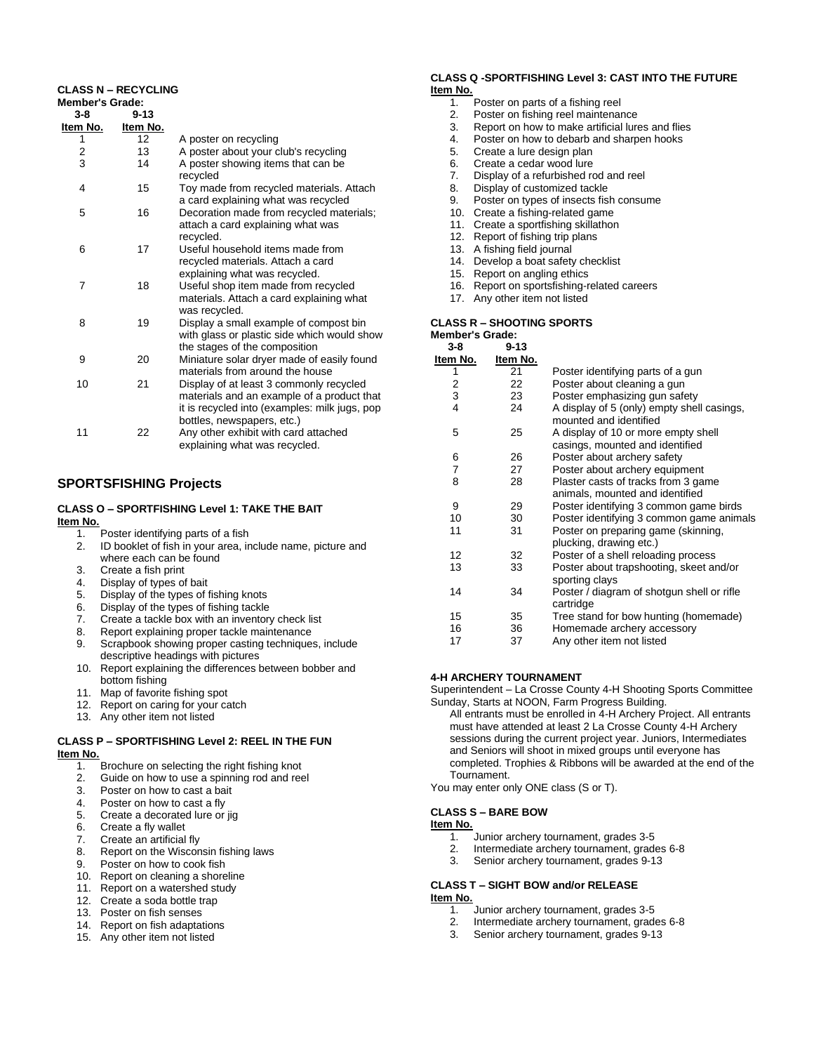#### CLASS N – RECYCLING

**Member's Grade:**

| 3-8 Item No. | 9-13 Item No. | |
|---|---|---|
| 1 | 12 | A poster on recycling |
| 2 | 13 | A poster about your club's recycling |
| 3 | 14 | A poster showing items that can be recycled |
| 4 | 15 | Toy made from recycled materials. Attach a card explaining what was recycled |
| 5 | 16 | Decoration made from recycled materials; attach a card explaining what was recycled. |
| 6 | 17 | Useful household items made from recycled materials. Attach a card explaining what was recycled. |
| 7 | 18 | Useful shop item made from recycled materials. Attach a card explaining what was recycled. |
| 8 | 19 | Display a small example of compost bin with glass or plastic side which would show the stages of the composition |
| 9 | 20 | Miniature solar dryer made of easily found materials from around the house |
| 10 | 21 | Display of at least 3 commonly recycled materials and an example of a product that it is recycled into (examples: milk jugs, pop bottles, newspapers, etc.) |
| 11 | 22 | Any other exhibit with card attached explaining what was recycled. |

## SPORTSFISHING Projects

#### CLASS O – SPORTFISHING Level 1: TAKE THE BAIT

**Item No.**

1. Poster identifying parts of a fish
2. ID booklet of fish in your area, include name, picture and where each can be found
3. Create a fish print
4. Display of types of bait
5. Display of the types of fishing knots
6. Display of the types of fishing tackle
7. Create a tackle box with an inventory check list
8. Report explaining proper tackle maintenance
9. Scrapbook showing proper casting techniques, include descriptive headings with pictures
10. Report explaining the differences between bobber and bottom fishing
11. Map of favorite fishing spot
12. Report on caring for your catch
13. Any other item not listed

#### CLASS P – SPORTFISHING Level 2: REEL IN THE FUN

**Item No.**

1. Brochure on selecting the right fishing knot
2. Guide on how to use a spinning rod and reel
3. Poster on how to cast a bait
4. Poster on how to cast a fly
5. Create a decorated lure or jig
6. Create a fly wallet
7. Create an artificial fly
8. Report on the Wisconsin fishing laws
9. Poster on how to cook fish
10. Report on cleaning a shoreline
11. Report on a watershed study
12. Create a soda bottle trap
13. Poster on fish senses
14. Report on fish adaptations
15. Any other item not listed

#### CLASS Q -SPORTFISHING Level 3: CAST INTO THE FUTURE

**Item No.**

1. Poster on parts of a fishing reel
2. Poster on fishing reel maintenance
3. Report on how to make artificial lures and flies
4. Poster on how to debarb and sharpen hooks
5. Create a lure design plan
6. Create a cedar wood lure
7. Display of a refurbished rod and reel
8. Display of customized tackle
9. Poster on types of insects fish consume
10. Create a fishing-related game
11. Create a sportfishing skillathon
12. Report of fishing trip plans
13. A fishing field journal
14. Develop a boat safety checklist
15. Report on angling ethics
16. Report on sportsfishing-related careers
17. Any other item not listed

#### CLASS R – SHOOTING SPORTS

**Member's Grade:**

| 3-8 Item No. | 9-13 Item No. | |
|---|---|---|
| 1 | 21 | Poster identifying parts of a gun |
| 2 | 22 | Poster about cleaning a gun |
| 3 | 23 | Poster emphasizing gun safety |
| 4 | 24 | A display of 5 (only) empty shell casings, mounted and identified |
| 5 | 25 | A display of 10 or more empty shell casings, mounted and identified |
| 6 | 26 | Poster about archery safety |
| 7 | 27 | Poster about archery equipment |
| 8 | 28 | Plaster casts of tracks from 3 game animals, mounted and identified |
| 9 | 29 | Poster identifying 3 common game birds |
| 10 | 30 | Poster identifying 3 common game animals |
| 11 | 31 | Poster on preparing game (skinning, plucking, drawing etc.) |
| 12 | 32 | Poster of a shell reloading process |
| 13 | 33 | Poster about trapshooting, skeet and/or sporting clays |
| 14 | 34 | Poster / diagram of shotgun shell or rifle cartridge |
| 15 | 35 | Tree stand for bow hunting (homemade) |
| 16 | 36 | Homemade archery accessory |
| 17 | 37 | Any other item not listed |

#### 4-H ARCHERY TOURNAMENT

Superintendent – La Crosse County 4-H Shooting Sports Committee
Sunday, Starts at NOON, Farm Progress Building.

All entrants must be enrolled in 4-H Archery Project. All entrants must have attended at least 2 La Crosse County 4-H Archery sessions during the current project year. Juniors, Intermediates and Seniors will shoot in mixed groups until everyone has completed. Trophies & Ribbons will be awarded at the end of the Tournament.

You may enter only ONE class (S or T).

#### CLASS S – BARE BOW

**Item No.**

1. Junior archery tournament, grades 3-5
2. Intermediate archery tournament, grades 6-8
3. Senior archery tournament, grades 9-13

#### CLASS T – SIGHT BOW and/or RELEASE

**Item No.**

1. Junior archery tournament, grades 3-5
2. Intermediate archery tournament, grades 6-8
3. Senior archery tournament, grades 9-13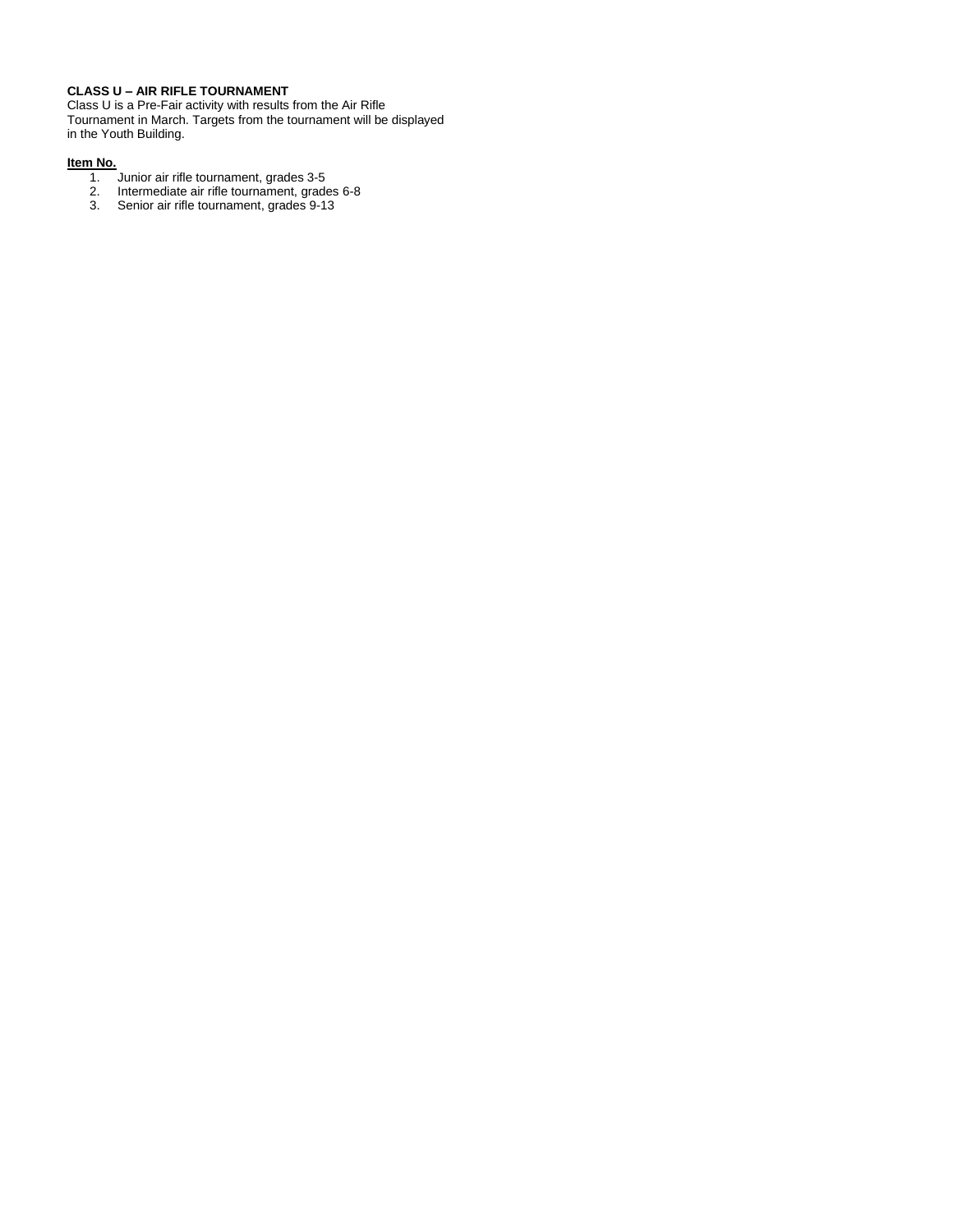**CLASS U – AIR RIFLE TOURNAMENT**
Class U is a Pre-Fair activity with results from the Air Rifle Tournament in March. Targets from the tournament will be displayed in the Youth Building.

**Item No.**

1. Junior air rifle tournament, grades 3-5
2. Intermediate air rifle tournament, grades 6-8
3. Senior air rifle tournament, grades 9-13